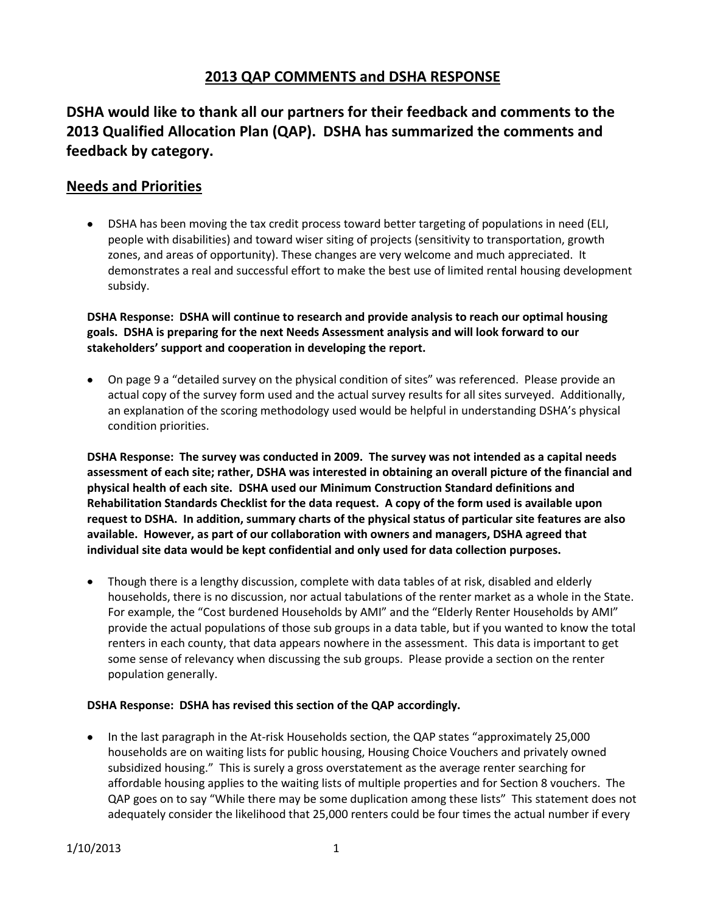# 2013 QAP COMMENTS and DSHA RESPONSE

## DSHA would like to thank all our partners for their feedback and comments to the 2013 Qualified Allocation Plan (QAP). DSHA has summarized the comments and feedback by category.

## Needs and Priorities

- DSHA has been moving the tax credit process toward better targeting of populations in need (ELI, people with disabilities) and toward wiser siting of projects (sensitivity to transportation, growth zones, and areas of opportunity). These changes are very welcome and much appreciated. It demonstrates a real and successful effort to make the best use of limited rental housing development subsidy.

**DSHA Response: DSHA will continue to research and provide analysis to reach our optimal housing goals. DSHA is preparing for the next Needs Assessment analysis and will look forward to our stakeholders' support and cooperation in developing the report.**

- On page 9 a "detailed survey on the physical condition of sites" was referenced. Please provide an actual copy of the survey form used and the actual survey results for all sites surveyed. Additionally, an explanation of the scoring methodology used would be helpful in understanding DSHA's physical condition priorities.

**DSHA Response: The survey was conducted in 2009. The survey was not intended as a capital needs assessment of each site; rather, DSHA was interested in obtaining an overall picture of the financial and physical health of each site. DSHA used our Minimum Construction Standard definitions and Rehabilitation Standards Checklist for the data request. A copy of the form used is available upon request to DSHA. In addition, summary charts of the physical status of particular site features are also available. However, as part of our collaboration with owners and managers, DSHA agreed that individual site data would be kept confidential and only used for data collection purposes.**

- Though there is a lengthy discussion, complete with data tables of at risk, disabled and elderly households, there is no discussion, nor actual tabulations of the renter market as a whole in the State. For example, the "Cost burdened Households by AMI" and the "Elderly Renter Households by AMI" provide the actual populations of those sub groups in a data table, but if you wanted to know the total renters in each county, that data appears nowhere in the assessment. This data is important to get some sense of relevancy when discussing the sub groups. Please provide a section on the renter population generally.

**DSHA Response: DSHA has revised this section of the QAP accordingly.**

- In the last paragraph in the At-risk Households section, the QAP states "approximately 25,000 households are on waiting lists for public housing, Housing Choice Vouchers and privately owned subsidized housing." This is surely a gross overstatement as the average renter searching for affordable housing applies to the waiting lists of multiple properties and for Section 8 vouchers. The QAP goes on to say "While there may be some duplication among these lists" This statement does not adequately consider the likelihood that 25,000 renters could be four times the actual number if every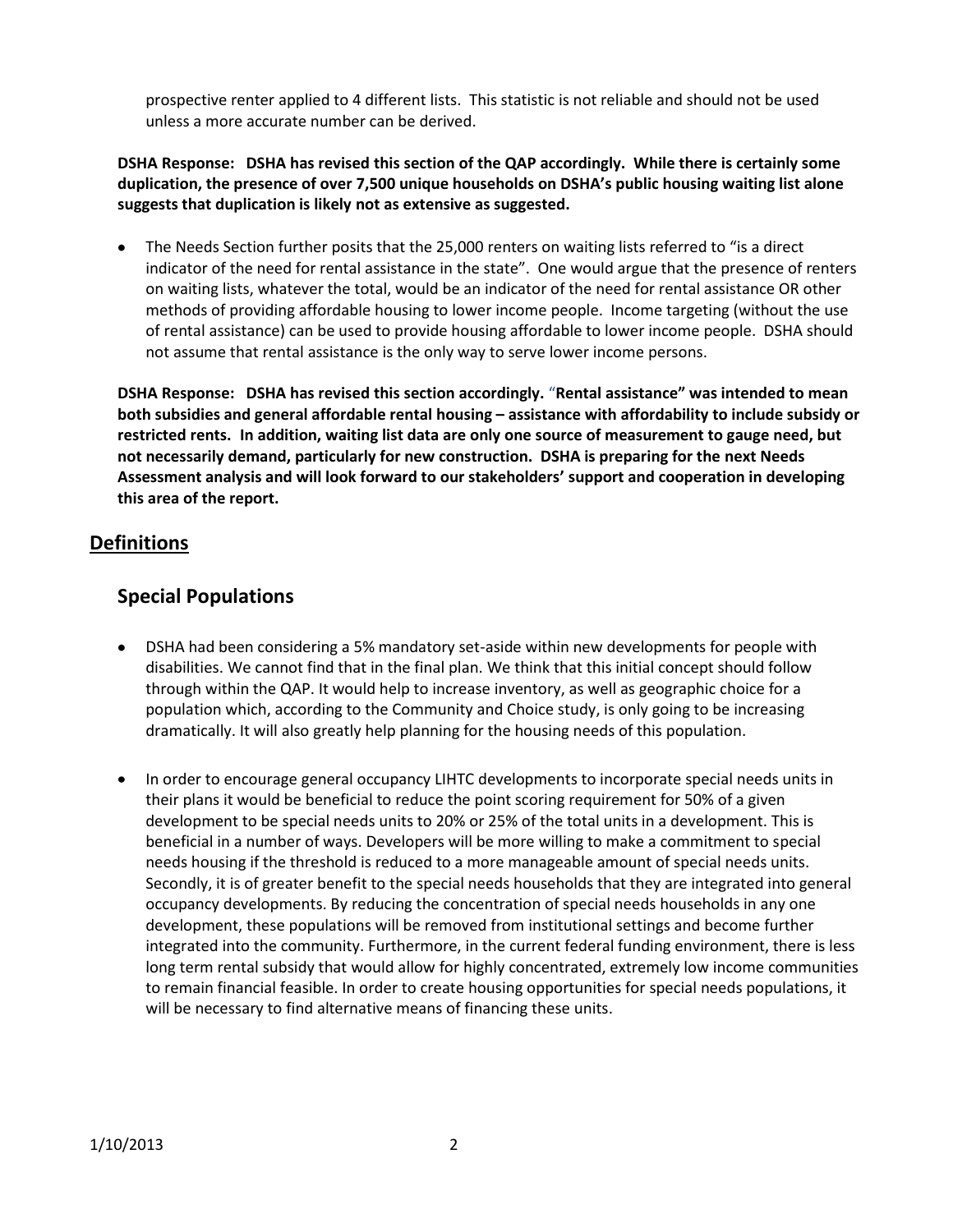prospective renter applied to 4 different lists. This statistic is not reliable and should not be used unless a more accurate number can be derived.

**DSHA Response: DSHA has revised this section of the QAP accordingly. While there is certainly some duplication, the presence of over 7,500 unique households on DSHA's public housing waiting list alone suggests that duplication is likely not as extensive as suggested.**

- The Needs Section further posits that the 25,000 renters on waiting lists referred to "is a direct indicator of the need for rental assistance in the state". One would argue that the presence of renters on waiting lists, whatever the total, would be an indicator of the need for rental assistance OR other methods of providing affordable housing to lower income people. Income targeting (without the use of rental assistance) can be used to provide housing affordable to lower income people. DSHA should not assume that rental assistance is the only way to serve lower income persons.

**DSHA Response: DSHA has revised this section accordingly. "Rental assistance" was intended to mean both subsidies and general affordable rental housing – assistance with affordability to include subsidy or restricted rents. In addition, waiting list data are only one source of measurement to gauge need, but not necessarily demand, particularly for new construction. DSHA is preparing for the next Needs Assessment analysis and will look forward to our stakeholders' support and cooperation in developing this area of the report.**

## Definitions

## Special Populations

- DSHA had been considering a 5% mandatory set-aside within new developments for people with disabilities. We cannot find that in the final plan. We think that this initial concept should follow through within the QAP. It would help to increase inventory, as well as geographic choice for a population which, according to the Community and Choice study, is only going to be increasing dramatically. It will also greatly help planning for the housing needs of this population.

- In order to encourage general occupancy LIHTC developments to incorporate special needs units in their plans it would be beneficial to reduce the point scoring requirement for 50% of a given development to be special needs units to 20% or 25% of the total units in a development. This is beneficial in a number of ways. Developers will be more willing to make a commitment to special needs housing if the threshold is reduced to a more manageable amount of special needs units. Secondly, it is of greater benefit to the special needs households that they are integrated into general occupancy developments. By reducing the concentration of special needs households in any one development, these populations will be removed from institutional settings and become further integrated into the community. Furthermore, in the current federal funding environment, there is less long term rental subsidy that would allow for highly concentrated, extremely low income communities to remain financial feasible. In order to create housing opportunities for special needs populations, it will be necessary to find alternative means of financing these units.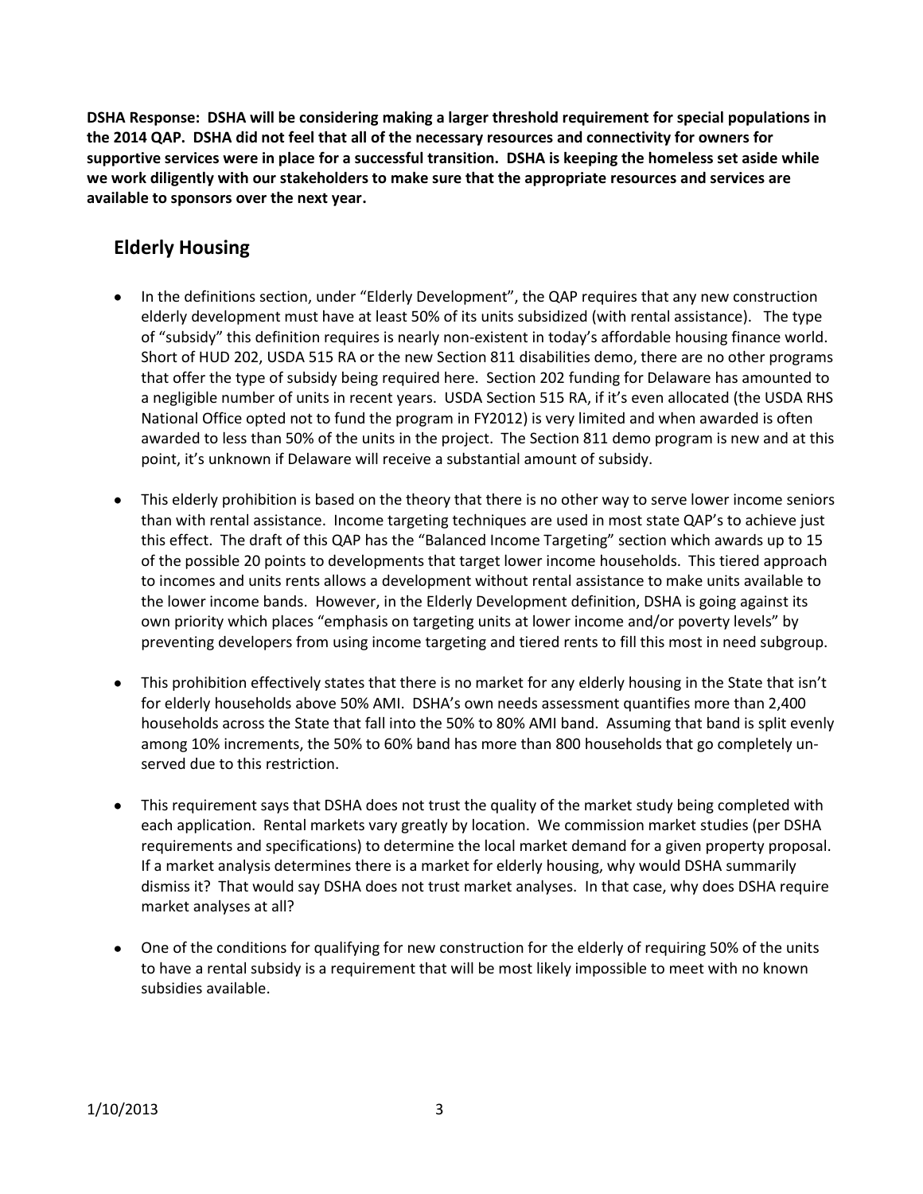**DSHA Response: DSHA will be considering making a larger threshold requirement for special populations in the 2014 QAP. DSHA did not feel that all of the necessary resources and connectivity for owners for supportive services were in place for a successful transition. DSHA is keeping the homeless set aside while we work diligently with our stakeholders to make sure that the appropriate resources and services are available to sponsors over the next year.**

## Elderly Housing

- In the definitions section, under "Elderly Development", the QAP requires that any new construction elderly development must have at least 50% of its units subsidized (with rental assistance). The type of "subsidy" this definition requires is nearly non-existent in today's affordable housing finance world. Short of HUD 202, USDA 515 RA or the new Section 811 disabilities demo, there are no other programs that offer the type of subsidy being required here. Section 202 funding for Delaware has amounted to a negligible number of units in recent years. USDA Section 515 RA, if it's even allocated (the USDA RHS National Office opted not to fund the program in FY2012) is very limited and when awarded is often awarded to less than 50% of the units in the project. The Section 811 demo program is new and at this point, it's unknown if Delaware will receive a substantial amount of subsidy.

- This elderly prohibition is based on the theory that there is no other way to serve lower income seniors than with rental assistance. Income targeting techniques are used in most state QAP's to achieve just this effect. The draft of this QAP has the "Balanced Income Targeting" section which awards up to 15 of the possible 20 points to developments that target lower income households. This tiered approach to incomes and units rents allows a development without rental assistance to make units available to the lower income bands. However, in the Elderly Development definition, DSHA is going against its own priority which places "emphasis on targeting units at lower income and/or poverty levels" by preventing developers from using income targeting and tiered rents to fill this most in need subgroup.

- This prohibition effectively states that there is no market for any elderly housing in the State that isn't for elderly households above 50% AMI. DSHA's own needs assessment quantifies more than 2,400 households across the State that fall into the 50% to 80% AMI band. Assuming that band is split evenly among 10% increments, the 50% to 60% band has more than 800 households that go completely un-served due to this restriction.

- This requirement says that DSHA does not trust the quality of the market study being completed with each application. Rental markets vary greatly by location. We commission market studies (per DSHA requirements and specifications) to determine the local market demand for a given property proposal. If a market analysis determines there is a market for elderly housing, why would DSHA summarily dismiss it? That would say DSHA does not trust market analyses. In that case, why does DSHA require market analyses at all?

- One of the conditions for qualifying for new construction for the elderly of requiring 50% of the units to have a rental subsidy is a requirement that will be most likely impossible to meet with no known subsidies available.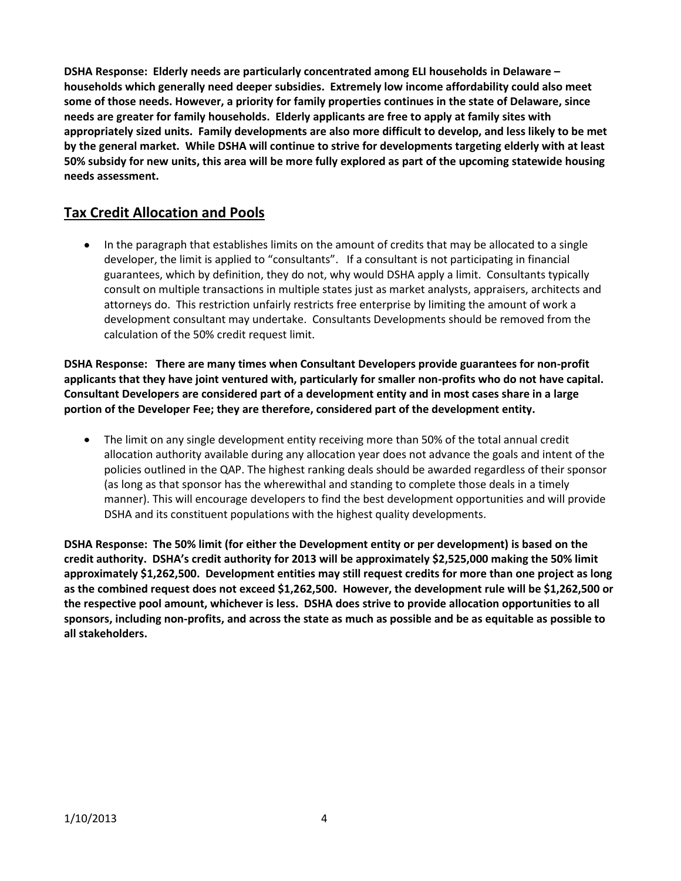**DSHA Response: Elderly needs are particularly concentrated among ELI households in Delaware – households which generally need deeper subsidies. Extremely low income affordability could also meet some of those needs. However, a priority for family properties continues in the state of Delaware, since needs are greater for family households. Elderly applicants are free to apply at family sites with appropriately sized units. Family developments are also more difficult to develop, and less likely to be met by the general market. While DSHA will continue to strive for developments targeting elderly with at least 50% subsidy for new units, this area will be more fully explored as part of the upcoming statewide housing needs assessment.**

## Tax Credit Allocation and Pools

- In the paragraph that establishes limits on the amount of credits that may be allocated to a single developer, the limit is applied to "consultants". If a consultant is not participating in financial guarantees, which by definition, they do not, why would DSHA apply a limit. Consultants typically consult on multiple transactions in multiple states just as market analysts, appraisers, architects and attorneys do. This restriction unfairly restricts free enterprise by limiting the amount of work a development consultant may undertake. Consultants Developments should be removed from the calculation of the 50% credit request limit.

**DSHA Response: There are many times when Consultant Developers provide guarantees for non-profit applicants that they have joint ventured with, particularly for smaller non-profits who do not have capital. Consultant Developers are considered part of a development entity and in most cases share in a large portion of the Developer Fee; they are therefore, considered part of the development entity.**

- The limit on any single development entity receiving more than 50% of the total annual credit allocation authority available during any allocation year does not advance the goals and intent of the policies outlined in the QAP. The highest ranking deals should be awarded regardless of their sponsor (as long as that sponsor has the wherewithal and standing to complete those deals in a timely manner). This will encourage developers to find the best development opportunities and will provide DSHA and its constituent populations with the highest quality developments.

**DSHA Response: The 50% limit (for either the Development entity or per development) is based on the credit authority. DSHA's credit authority for 2013 will be approximately $2,525,000 making the 50% limit approximately $1,262,500. Development entities may still request credits for more than one project as long as the combined request does not exceed $1,262,500. However, the development rule will be $1,262,500 or the respective pool amount, whichever is less. DSHA does strive to provide allocation opportunities to all sponsors, including non-profits, and across the state as much as possible and be as equitable as possible to all stakeholders.**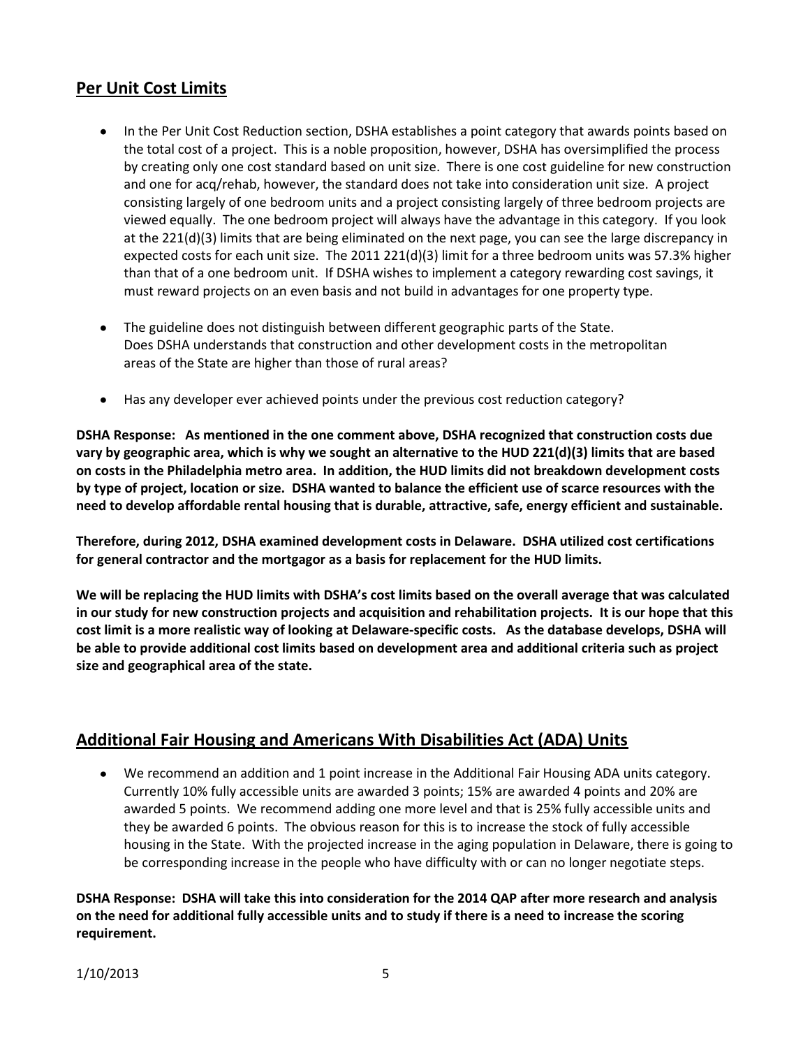## Per Unit Cost Limits

- In the Per Unit Cost Reduction section, DSHA establishes a point category that awards points based on the total cost of a project. This is a noble proposition, however, DSHA has oversimplified the process by creating only one cost standard based on unit size. There is one cost guideline for new construction and one for acq/rehab, however, the standard does not take into consideration unit size. A project consisting largely of one bedroom units and a project consisting largely of three bedroom projects are viewed equally. The one bedroom project will always have the advantage in this category. If you look at the 221(d)(3) limits that are being eliminated on the next page, you can see the large discrepancy in expected costs for each unit size. The 2011 221(d)(3) limit for a three bedroom units was 57.3% higher than that of a one bedroom unit. If DSHA wishes to implement a category rewarding cost savings, it must reward projects on an even basis and not build in advantages for one property type.
- The guideline does not distinguish between different geographic parts of the State. Does DSHA understands that construction and other development costs in the metropolitan areas of the State are higher than those of rural areas?
- Has any developer ever achieved points under the previous cost reduction category?

**DSHA Response: As mentioned in the one comment above, DSHA recognized that construction costs due vary by geographic area, which is why we sought an alternative to the HUD 221(d)(3) limits that are based on costs in the Philadelphia metro area. In addition, the HUD limits did not breakdown development costs by type of project, location or size. DSHA wanted to balance the efficient use of scarce resources with the need to develop affordable rental housing that is durable, attractive, safe, energy efficient and sustainable.**

**Therefore, during 2012, DSHA examined development costs in Delaware. DSHA utilized cost certifications for general contractor and the mortgagor as a basis for replacement for the HUD limits.**

**We will be replacing the HUD limits with DSHA's cost limits based on the overall average that was calculated in our study for new construction projects and acquisition and rehabilitation projects. It is our hope that this cost limit is a more realistic way of looking at Delaware-specific costs. As the database develops, DSHA will be able to provide additional cost limits based on development area and additional criteria such as project size and geographical area of the state.**

## Additional Fair Housing and Americans With Disabilities Act (ADA) Units

- We recommend an addition and 1 point increase in the Additional Fair Housing ADA units category. Currently 10% fully accessible units are awarded 3 points; 15% are awarded 4 points and 20% are awarded 5 points. We recommend adding one more level and that is 25% fully accessible units and they be awarded 6 points. The obvious reason for this is to increase the stock of fully accessible housing in the State. With the projected increase in the aging population in Delaware, there is going to be corresponding increase in the people who have difficulty with or can no longer negotiate steps.

**DSHA Response: DSHA will take this into consideration for the 2014 QAP after more research and analysis on the need for additional fully accessible units and to study if there is a need to increase the scoring requirement.**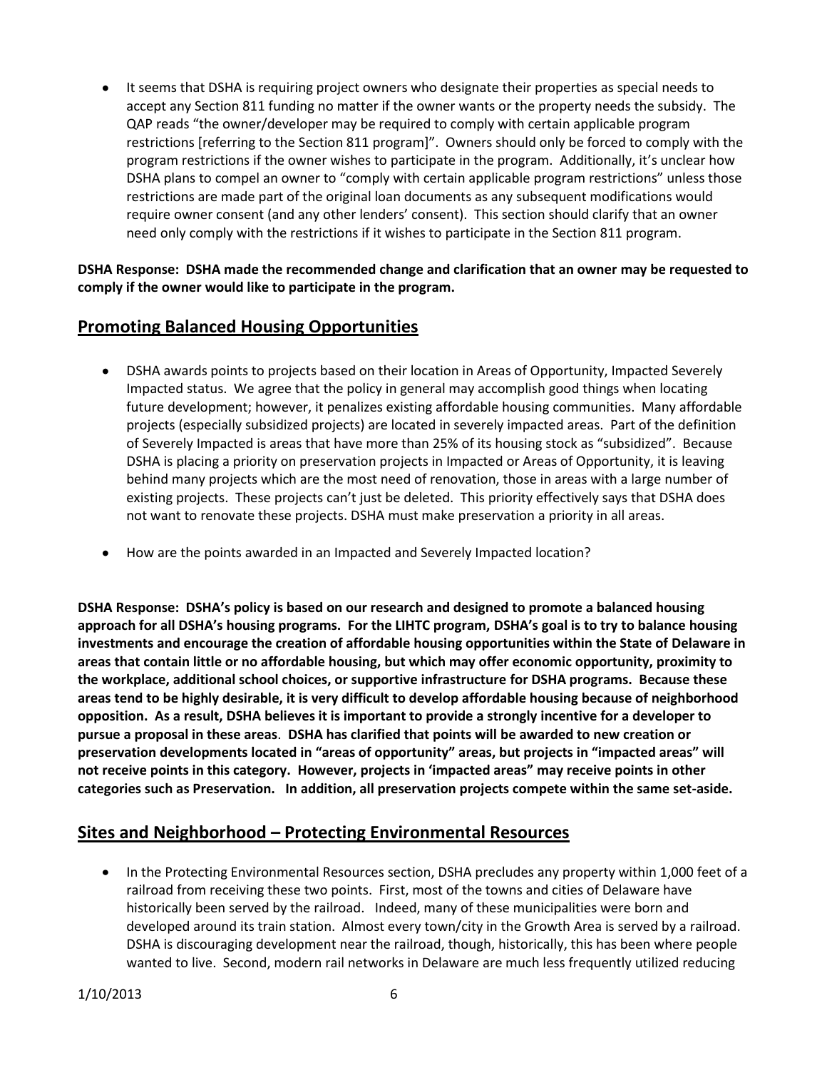- It seems that DSHA is requiring project owners who designate their properties as special needs to accept any Section 811 funding no matter if the owner wants or the property needs the subsidy. The QAP reads "the owner/developer may be required to comply with certain applicable program restrictions [referring to the Section 811 program]". Owners should only be forced to comply with the program restrictions if the owner wishes to participate in the program. Additionally, it's unclear how DSHA plans to compel an owner to "comply with certain applicable program restrictions" unless those restrictions are made part of the original loan documents as any subsequent modifications would require owner consent (and any other lenders' consent). This section should clarify that an owner need only comply with the restrictions if it wishes to participate in the Section 811 program.

**DSHA Response: DSHA made the recommended change and clarification that an owner may be requested to comply if the owner would like to participate in the program.**

## Promoting Balanced Housing Opportunities

- DSHA awards points to projects based on their location in Areas of Opportunity, Impacted Severely Impacted status. We agree that the policy in general may accomplish good things when locating future development; however, it penalizes existing affordable housing communities. Many affordable projects (especially subsidized projects) are located in severely impacted areas. Part of the definition of Severely Impacted is areas that have more than 25% of its housing stock as "subsidized". Because DSHA is placing a priority on preservation projects in Impacted or Areas of Opportunity, it is leaving behind many projects which are the most need of renovation, those in areas with a large number of existing projects. These projects can't just be deleted. This priority effectively says that DSHA does not want to renovate these projects. DSHA must make preservation a priority in all areas.
- How are the points awarded in an Impacted and Severely Impacted location?

**DSHA Response: DSHA's policy is based on our research and designed to promote a balanced housing approach for all DSHA's housing programs. For the LIHTC program, DSHA's goal is to try to balance housing investments and encourage the creation of affordable housing opportunities within the State of Delaware in areas that contain little or no affordable housing, but which may offer economic opportunity, proximity to the workplace, additional school choices, or supportive infrastructure for DSHA programs. Because these areas tend to be highly desirable, it is very difficult to develop affordable housing because of neighborhood opposition. As a result, DSHA believes it is important to provide a strongly incentive for a developer to pursue a proposal in these areas. DSHA has clarified that points will be awarded to new creation or preservation developments located in "areas of opportunity" areas, but projects in "impacted areas" will not receive points in this category. However, projects in 'impacted areas" may receive points in other categories such as Preservation. In addition, all preservation projects compete within the same set-aside.**

## Sites and Neighborhood – Protecting Environmental Resources

- In the Protecting Environmental Resources section, DSHA precludes any property within 1,000 feet of a railroad from receiving these two points. First, most of the towns and cities of Delaware have historically been served by the railroad. Indeed, many of these municipalities were born and developed around its train station. Almost every town/city in the Growth Area is served by a railroad. DSHA is discouraging development near the railroad, though, historically, this has been where people wanted to live. Second, modern rail networks in Delaware are much less frequently utilized reducing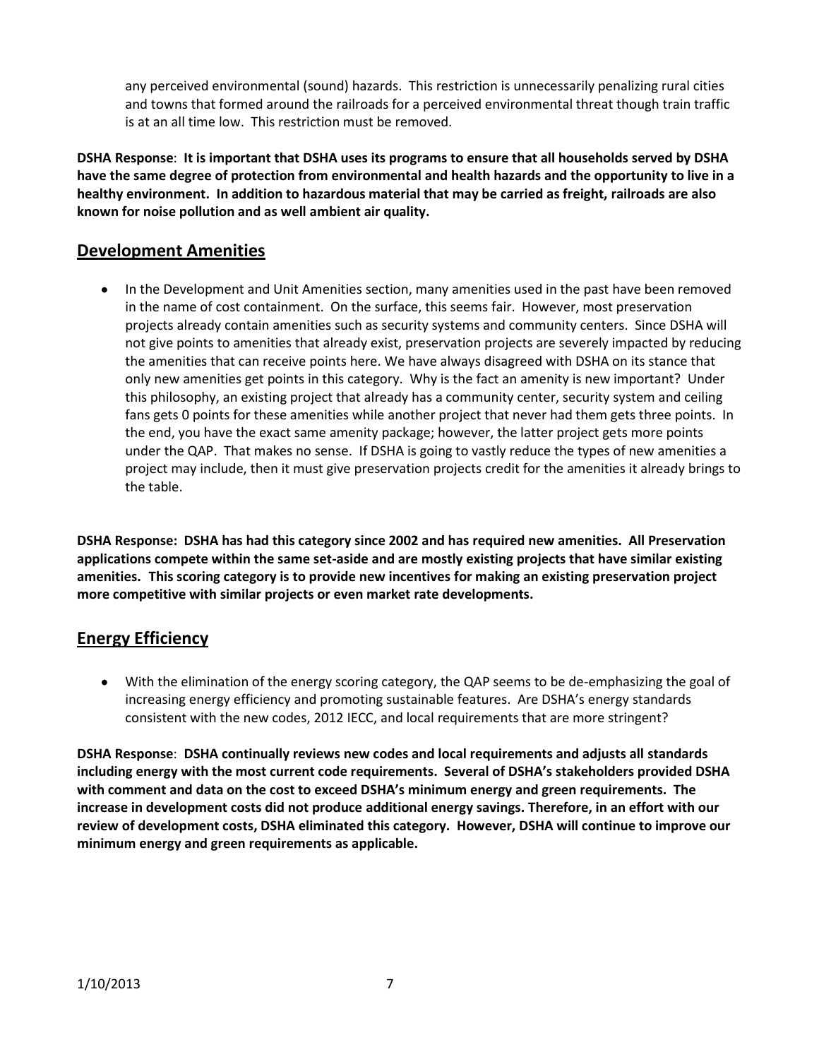any perceived environmental (sound) hazards. This restriction is unnecessarily penalizing rural cities and towns that formed around the railroads for a perceived environmental threat though train traffic is at an all time low. This restriction must be removed.

**DSHA Response**: **It is important that DSHA uses its programs to ensure that all households served by DSHA have the same degree of protection from environmental and health hazards and the opportunity to live in a healthy environment. In addition to hazardous material that may be carried as freight, railroads are also known for noise pollution and as well ambient air quality.**

## Development Amenities

- In the Development and Unit Amenities section, many amenities used in the past have been removed in the name of cost containment. On the surface, this seems fair. However, most preservation projects already contain amenities such as security systems and community centers. Since DSHA will not give points to amenities that already exist, preservation projects are severely impacted by reducing the amenities that can receive points here. We have always disagreed with DSHA on its stance that only new amenities get points in this category. Why is the fact an amenity is new important? Under this philosophy, an existing project that already has a community center, security system and ceiling fans gets 0 points for these amenities while another project that never had them gets three points. In the end, you have the exact same amenity package; however, the latter project gets more points under the QAP. That makes no sense. If DSHA is going to vastly reduce the types of new amenities a project may include, then it must give preservation projects credit for the amenities it already brings to the table.

**DSHA Response: DSHA has had this category since 2002 and has required new amenities. All Preservation applications compete within the same set-aside and are mostly existing projects that have similar existing amenities. This scoring category is to provide new incentives for making an existing preservation project more competitive with similar projects or even market rate developments.**

## Energy Efficiency

- With the elimination of the energy scoring category, the QAP seems to be de-emphasizing the goal of increasing energy efficiency and promoting sustainable features. Are DSHA's energy standards consistent with the new codes, 2012 IECC, and local requirements that are more stringent?

**DSHA Response**: **DSHA continually reviews new codes and local requirements and adjusts all standards including energy with the most current code requirements. Several of DSHA's stakeholders provided DSHA with comment and data on the cost to exceed DSHA's minimum energy and green requirements. The increase in development costs did not produce additional energy savings. Therefore, in an effort with our review of development costs, DSHA eliminated this category. However, DSHA will continue to improve our minimum energy and green requirements as applicable.**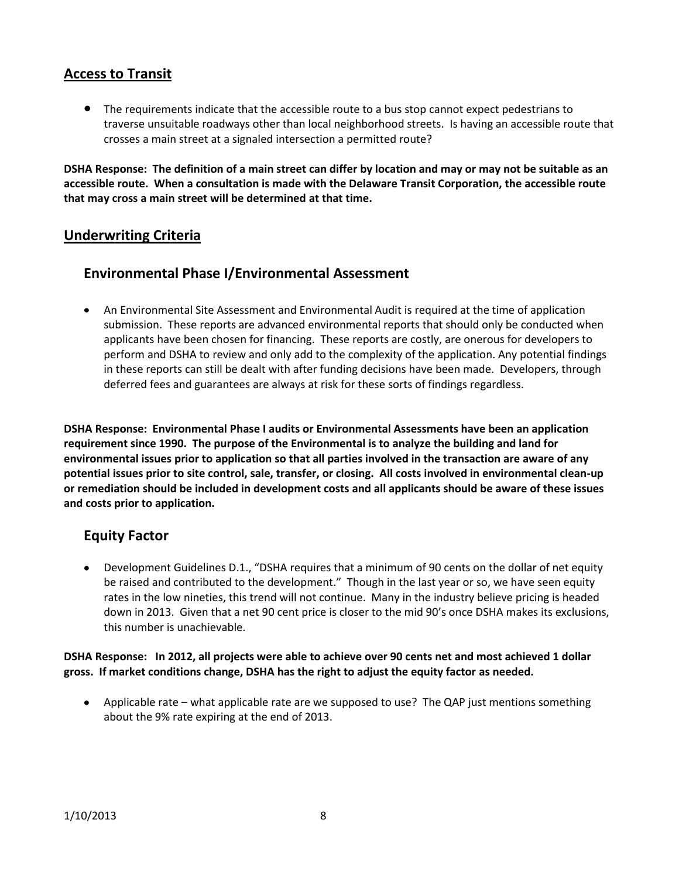## Access to Transit

- The requirements indicate that the accessible route to a bus stop cannot expect pedestrians to traverse unsuitable roadways other than local neighborhood streets. Is having an accessible route that crosses a main street at a signaled intersection a permitted route?

**DSHA Response: The definition of a main street can differ by location and may or may not be suitable as an accessible route. When a consultation is made with the Delaware Transit Corporation, the accessible route that may cross a main street will be determined at that time.**

## Underwriting Criteria

### Environmental Phase I/Environmental Assessment

- An Environmental Site Assessment and Environmental Audit is required at the time of application submission. These reports are advanced environmental reports that should only be conducted when applicants have been chosen for financing. These reports are costly, are onerous for developers to perform and DSHA to review and only add to the complexity of the application. Any potential findings in these reports can still be dealt with after funding decisions have been made. Developers, through deferred fees and guarantees are always at risk for these sorts of findings regardless.

**DSHA Response: Environmental Phase I audits or Environmental Assessments have been an application requirement since 1990. The purpose of the Environmental is to analyze the building and land for environmental issues prior to application so that all parties involved in the transaction are aware of any potential issues prior to site control, sale, transfer, or closing. All costs involved in environmental clean-up or remediation should be included in development costs and all applicants should be aware of these issues and costs prior to application.**

### Equity Factor

- Development Guidelines D.1., "DSHA requires that a minimum of 90 cents on the dollar of net equity be raised and contributed to the development." Though in the last year or so, we have seen equity rates in the low nineties, this trend will not continue. Many in the industry believe pricing is headed down in 2013. Given that a net 90 cent price is closer to the mid 90's once DSHA makes its exclusions, this number is unachievable.

**DSHA Response: In 2012, all projects were able to achieve over 90 cents net and most achieved 1 dollar gross. If market conditions change, DSHA has the right to adjust the equity factor as needed.**

- Applicable rate – what applicable rate are we supposed to use? The QAP just mentions something about the 9% rate expiring at the end of 2013.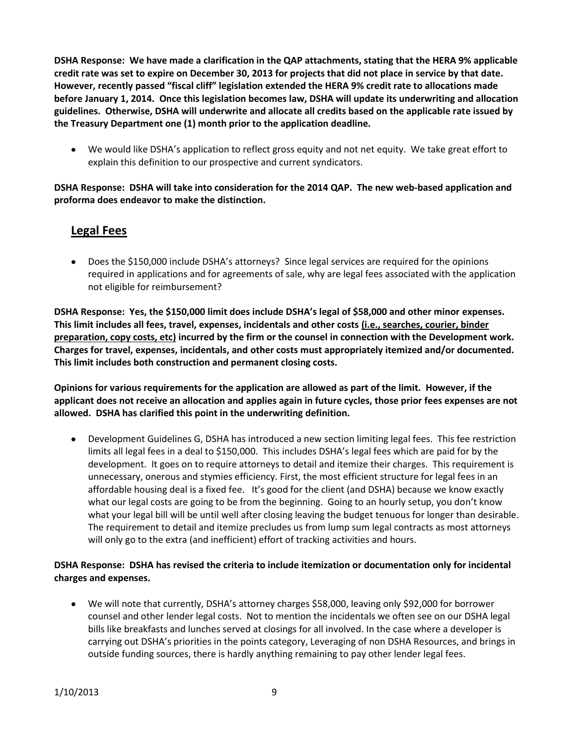**DSHA Response: We have made a clarification in the QAP attachments, stating that the HERA 9% applicable credit rate was set to expire on December 30, 2013 for projects that did not place in service by that date. However, recently passed "fiscal cliff" legislation extended the HERA 9% credit rate to allocations made before January 1, 2014. Once this legislation becomes law, DSHA will update its underwriting and allocation guidelines. Otherwise, DSHA will underwrite and allocate all credits based on the applicable rate issued by the Treasury Department one (1) month prior to the application deadline.**

- We would like DSHA's application to reflect gross equity and not net equity. We take great effort to explain this definition to our prospective and current syndicators.

**DSHA Response: DSHA will take into consideration for the 2014 QAP. The new web-based application and proforma does endeavor to make the distinction.**

## Legal Fees

- Does the $150,000 include DSHA's attorneys? Since legal services are required for the opinions required in applications and for agreements of sale, why are legal fees associated with the application not eligible for reimbursement?

**DSHA Response: Yes, the $150,000 limit does include DSHA's legal of $58,000 and other minor expenses. This limit includes all fees, travel, expenses, incidentals and other costs (i.e., searches, courier, binder preparation, copy costs, etc) incurred by the firm or the counsel in connection with the Development work. Charges for travel, expenses, incidentals, and other costs must appropriately itemized and/or documented. This limit includes both construction and permanent closing costs.**

**Opinions for various requirements for the application are allowed as part of the limit. However, if the applicant does not receive an allocation and applies again in future cycles, those prior fees expenses are not allowed. DSHA has clarified this point in the underwriting definition.**

- Development Guidelines G, DSHA has introduced a new section limiting legal fees. This fee restriction limits all legal fees in a deal to $150,000. This includes DSHA's legal fees which are paid for by the development. It goes on to require attorneys to detail and itemize their charges. This requirement is unnecessary, onerous and stymies efficiency. First, the most efficient structure for legal fees in an affordable housing deal is a fixed fee. It's good for the client (and DSHA) because we know exactly what our legal costs are going to be from the beginning. Going to an hourly setup, you don't know what your legal bill will be until well after closing leaving the budget tenuous for longer than desirable. The requirement to detail and itemize precludes us from lump sum legal contracts as most attorneys will only go to the extra (and inefficient) effort of tracking activities and hours.

**DSHA Response: DSHA has revised the criteria to include itemization or documentation only for incidental charges and expenses.**

- We will note that currently, DSHA's attorney charges $58,000, leaving only $92,000 for borrower counsel and other lender legal costs. Not to mention the incidentals we often see on our DSHA legal bills like breakfasts and lunches served at closings for all involved. In the case where a developer is carrying out DSHA's priorities in the points category, Leveraging of non DSHA Resources, and brings in outside funding sources, there is hardly anything remaining to pay other lender legal fees.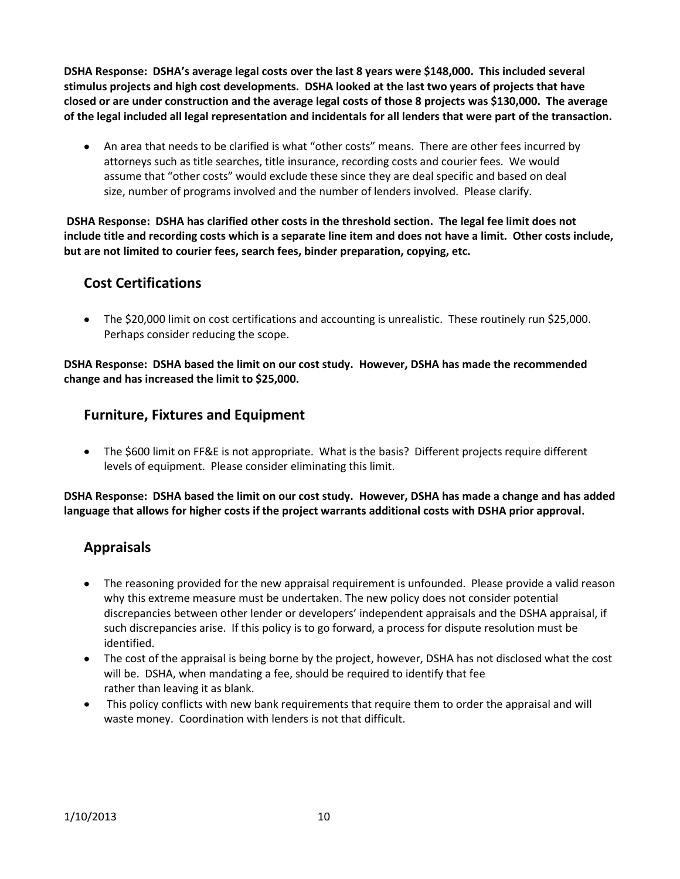**DSHA Response: DSHA's average legal costs over the last 8 years were $148,000. This included several stimulus projects and high cost developments. DSHA looked at the last two years of projects that have closed or are under construction and the average legal costs of those 8 projects was $130,000. The average of the legal included all legal representation and incidentals for all lenders that were part of the transaction.**

- An area that needs to be clarified is what "other costs" means. There are other fees incurred by attorneys such as title searches, title insurance, recording costs and courier fees. We would assume that "other costs" would exclude these since they are deal specific and based on deal size, number of programs involved and the number of lenders involved. Please clarify.

**DSHA Response: DSHA has clarified other costs in the threshold section. The legal fee limit does not include title and recording costs which is a separate line item and does not have a limit. Other costs include, but are not limited to courier fees, search fees, binder preparation, copying, etc.**

## Cost Certifications

- The $20,000 limit on cost certifications and accounting is unrealistic. These routinely run $25,000. Perhaps consider reducing the scope.

**DSHA Response: DSHA based the limit on our cost study. However, DSHA has made the recommended change and has increased the limit to $25,000.**

## Furniture, Fixtures and Equipment

- The $600 limit on FF&E is not appropriate. What is the basis? Different projects require different levels of equipment. Please consider eliminating this limit.

**DSHA Response: DSHA based the limit on our cost study. However, DSHA has made a change and has added language that allows for higher costs if the project warrants additional costs with DSHA prior approval.**

## Appraisals

- The reasoning provided for the new appraisal requirement is unfounded. Please provide a valid reason why this extreme measure must be undertaken. The new policy does not consider potential discrepancies between other lender or developers' independent appraisals and the DSHA appraisal, if such discrepancies arise. If this policy is to go forward, a process for dispute resolution must be identified.
- The cost of the appraisal is being borne by the project, however, DSHA has not disclosed what the cost will be. DSHA, when mandating a fee, should be required to identify that fee rather than leaving it as blank.
- This policy conflicts with new bank requirements that require them to order the appraisal and will waste money. Coordination with lenders is not that difficult.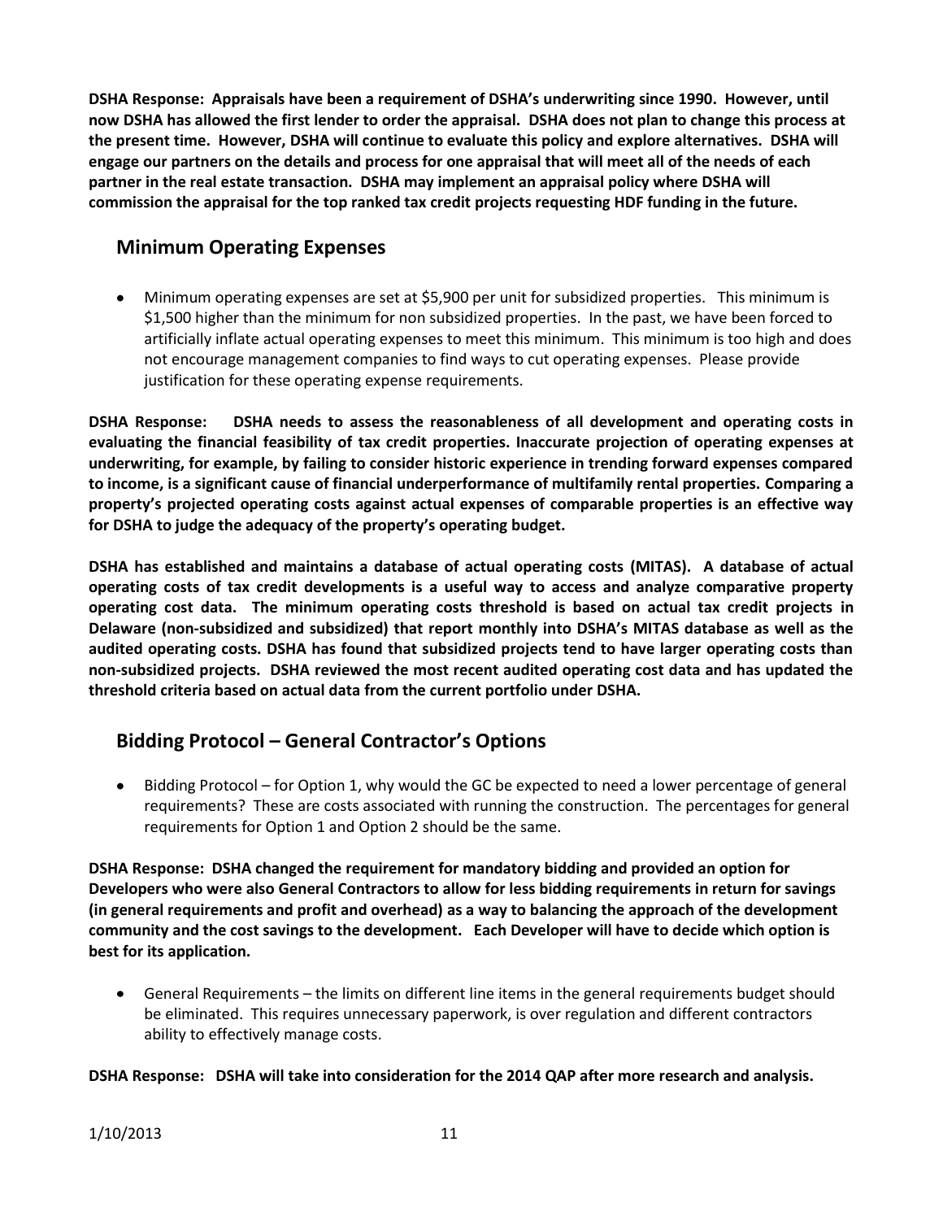**DSHA Response: Appraisals have been a requirement of DSHA's underwriting since 1990. However, until now DSHA has allowed the first lender to order the appraisal. DSHA does not plan to change this process at the present time. However, DSHA will continue to evaluate this policy and explore alternatives. DSHA will engage our partners on the details and process for one appraisal that will meet all of the needs of each partner in the real estate transaction. DSHA may implement an appraisal policy where DSHA will commission the appraisal for the top ranked tax credit projects requesting HDF funding in the future.**

## Minimum Operating Expenses

- Minimum operating expenses are set at $5,900 per unit for subsidized properties. This minimum is $1,500 higher than the minimum for non subsidized properties. In the past, we have been forced to artificially inflate actual operating expenses to meet this minimum. This minimum is too high and does not encourage management companies to find ways to cut operating expenses. Please provide justification for these operating expense requirements.

**DSHA Response: DSHA needs to assess the reasonableness of all development and operating costs in evaluating the financial feasibility of tax credit properties. Inaccurate projection of operating expenses at underwriting, for example, by failing to consider historic experience in trending forward expenses compared to income, is a significant cause of financial underperformance of multifamily rental properties. Comparing a property's projected operating costs against actual expenses of comparable properties is an effective way for DSHA to judge the adequacy of the property's operating budget.**

**DSHA has established and maintains a database of actual operating costs (MITAS). A database of actual operating costs of tax credit developments is a useful way to access and analyze comparative property operating cost data. The minimum operating costs threshold is based on actual tax credit projects in Delaware (non-subsidized and subsidized) that report monthly into DSHA's MITAS database as well as the audited operating costs. DSHA has found that subsidized projects tend to have larger operating costs than non-subsidized projects. DSHA reviewed the most recent audited operating cost data and has updated the threshold criteria based on actual data from the current portfolio under DSHA.**

## Bidding Protocol – General Contractor's Options

- Bidding Protocol – for Option 1, why would the GC be expected to need a lower percentage of general requirements? These are costs associated with running the construction. The percentages for general requirements for Option 1 and Option 2 should be the same.

**DSHA Response: DSHA changed the requirement for mandatory bidding and provided an option for Developers who were also General Contractors to allow for less bidding requirements in return for savings (in general requirements and profit and overhead) as a way to balancing the approach of the development community and the cost savings to the development. Each Developer will have to decide which option is best for its application.**

- General Requirements – the limits on different line items in the general requirements budget should be eliminated. This requires unnecessary paperwork, is over regulation and different contractors ability to effectively manage costs.

**DSHA Response: DSHA will take into consideration for the 2014 QAP after more research and analysis.**

1/10/2013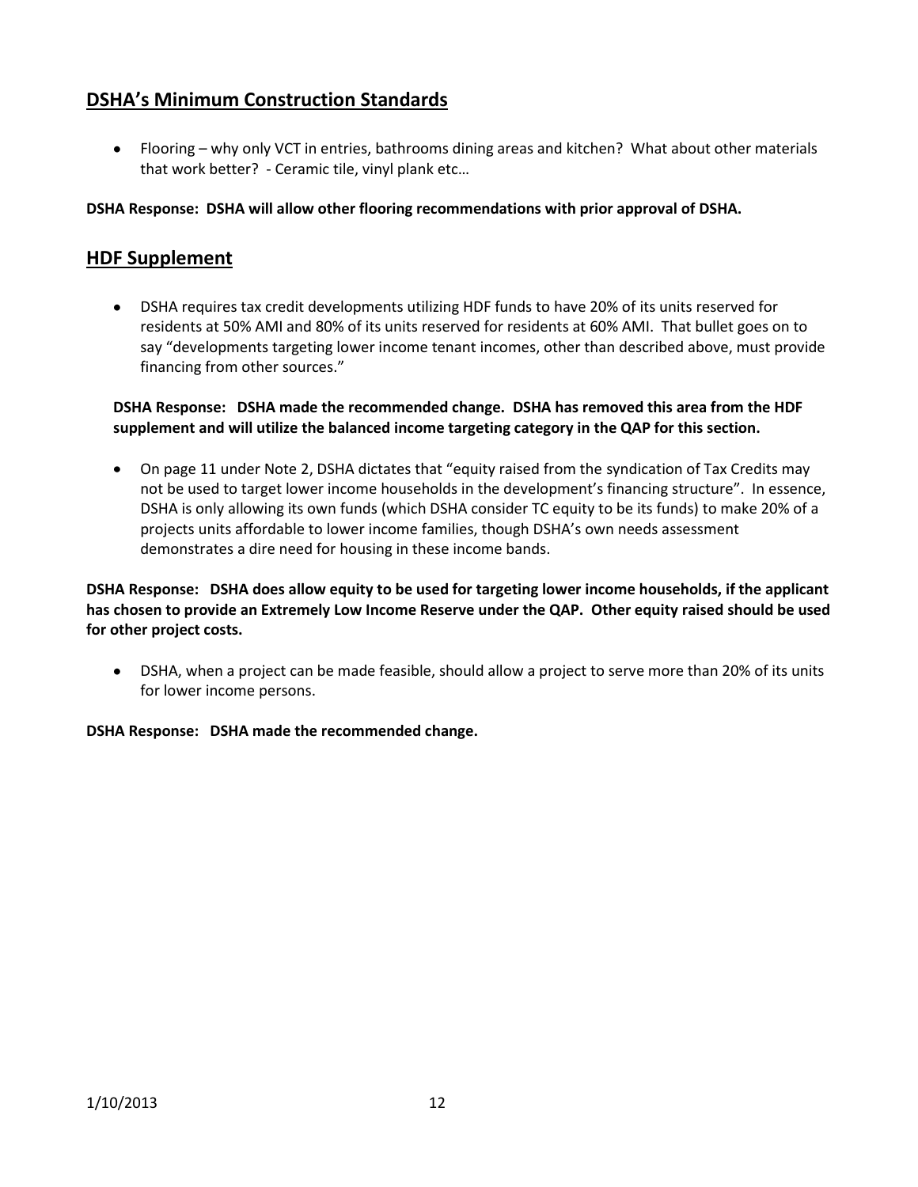## DSHA's Minimum Construction Standards

- Flooring – why only VCT in entries, bathrooms dining areas and kitchen? What about other materials that work better? - Ceramic tile, vinyl plank etc…

**DSHA Response: DSHA will allow other flooring recommendations with prior approval of DSHA.**

## HDF Supplement

- DSHA requires tax credit developments utilizing HDF funds to have 20% of its units reserved for residents at 50% AMI and 80% of its units reserved for residents at 60% AMI. That bullet goes on to say "developments targeting lower income tenant incomes, other than described above, must provide financing from other sources."

  **DSHA Response: DSHA made the recommended change. DSHA has removed this area from the HDF supplement and will utilize the balanced income targeting category in the QAP for this section.**

- On page 11 under Note 2, DSHA dictates that "equity raised from the syndication of Tax Credits may not be used to target lower income households in the development's financing structure". In essence, DSHA is only allowing its own funds (which DSHA consider TC equity to be its funds) to make 20% of a projects units affordable to lower income families, though DSHA's own needs assessment demonstrates a dire need for housing in these income bands.

**DSHA Response: DSHA does allow equity to be used for targeting lower income households, if the applicant has chosen to provide an Extremely Low Income Reserve under the QAP. Other equity raised should be used for other project costs.**

- DSHA, when a project can be made feasible, should allow a project to serve more than 20% of its units for lower income persons.

**DSHA Response: DSHA made the recommended change.**

1/10/2013